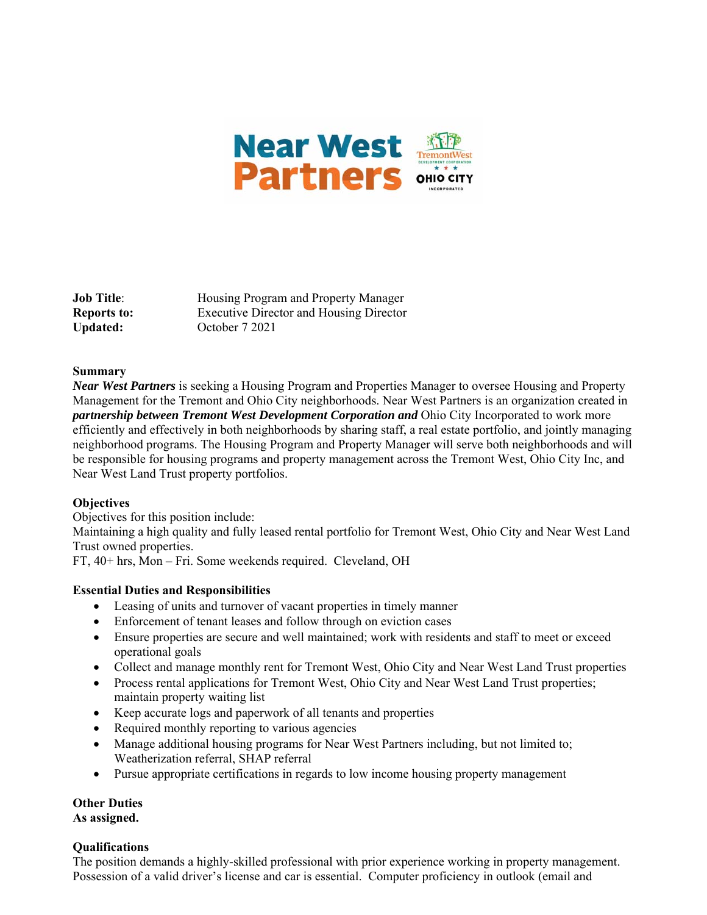**Job Title**: Housing Program and Property Manager
**Reports to:** Executive Director and Housing Director
**Updated:** October 7 2021

**Summary**

***Near West Partners*** is seeking a Housing Program and Properties Manager to oversee Housing and Property Management for the Tremont and Ohio City neighborhoods. Near West Partners is an organization created in ***partnership between Tremont West Development Corporation and*** Ohio City Incorporated to work more efficiently and effectively in both neighborhoods by sharing staff, a real estate portfolio, and jointly managing neighborhood programs. The Housing Program and Property Manager will serve both neighborhoods and will be responsible for housing programs and property management across the Tremont West, Ohio City Inc, and Near West Land Trust property portfolios.

**Objectives**

Objectives for this position include:
Maintaining a high quality and fully leased rental portfolio for Tremont West, Ohio City and Near West Land Trust owned properties.
FT, 40+ hrs, Mon – Fri. Some weekends required. Cleveland, OH

**Essential Duties and Responsibilities**

- Leasing of units and turnover of vacant properties in timely manner
- Enforcement of tenant leases and follow through on eviction cases
- Ensure properties are secure and well maintained; work with residents and staff to meet or exceed operational goals
- Collect and manage monthly rent for Tremont West, Ohio City and Near West Land Trust properties
- Process rental applications for Tremont West, Ohio City and Near West Land Trust properties; maintain property waiting list
- Keep accurate logs and paperwork of all tenants and properties
- Required monthly reporting to various agencies
- Manage additional housing programs for Near West Partners including, but not limited to; Weatherization referral, SHAP referral
- Pursue appropriate certifications in regards to low income housing property management

**Other Duties**
**As assigned.**

**Qualifications**

The position demands a highly-skilled professional with prior experience working in property management. Possession of a valid driver's license and car is essential. Computer proficiency in outlook (email and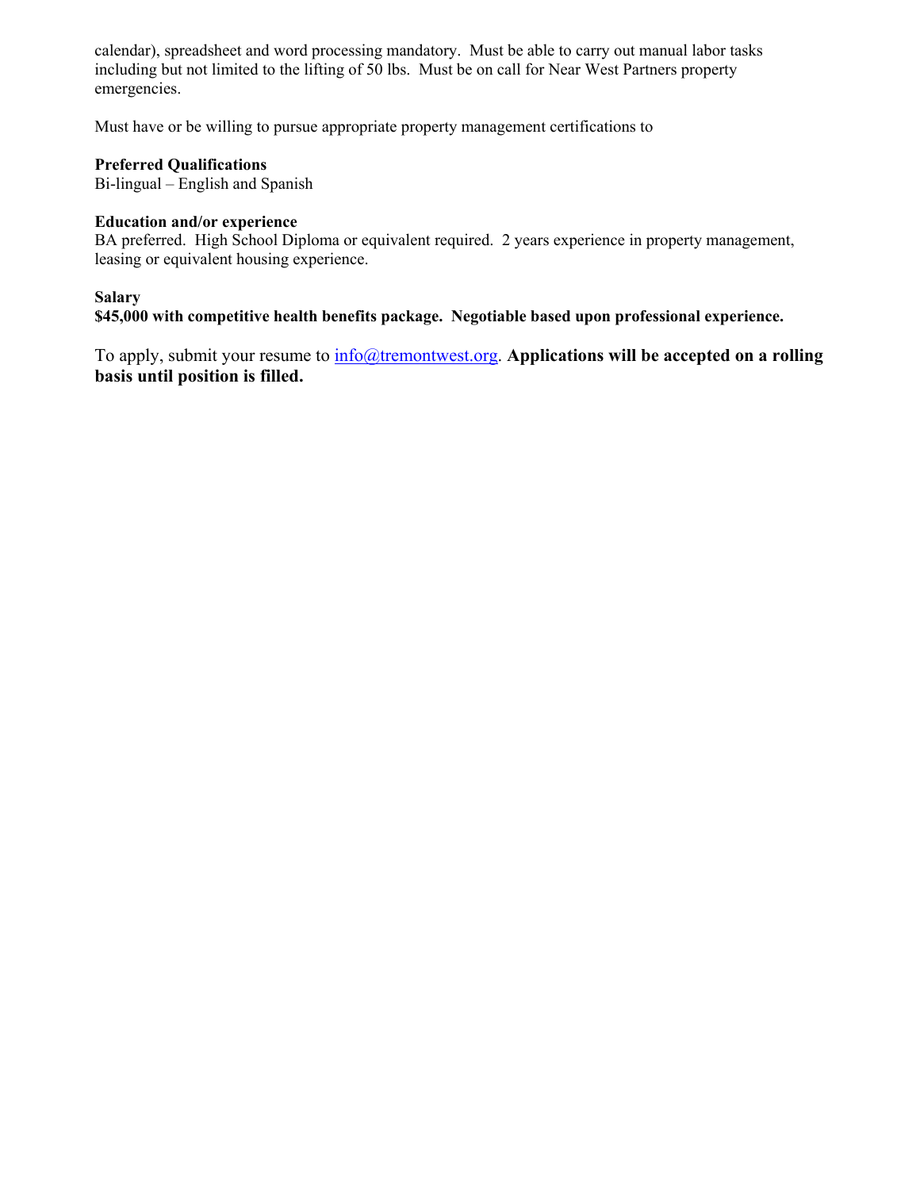calendar), spreadsheet and word processing mandatory. Must be able to carry out manual labor tasks including but not limited to the lifting of 50 lbs. Must be on call for Near West Partners property emergencies.

Must have or be willing to pursue appropriate property management certifications to

**Preferred Qualifications**
Bi-lingual – English and Spanish

**Education and/or experience**
BA preferred. High School Diploma or equivalent required. 2 years experience in property management, leasing or equivalent housing experience.

**Salary**
**$45,000 with competitive health benefits package. Negotiable based upon professional experience.**

To apply, submit your resume to info@tremontwest.org. **Applications will be accepted on a rolling basis until position is filled.**